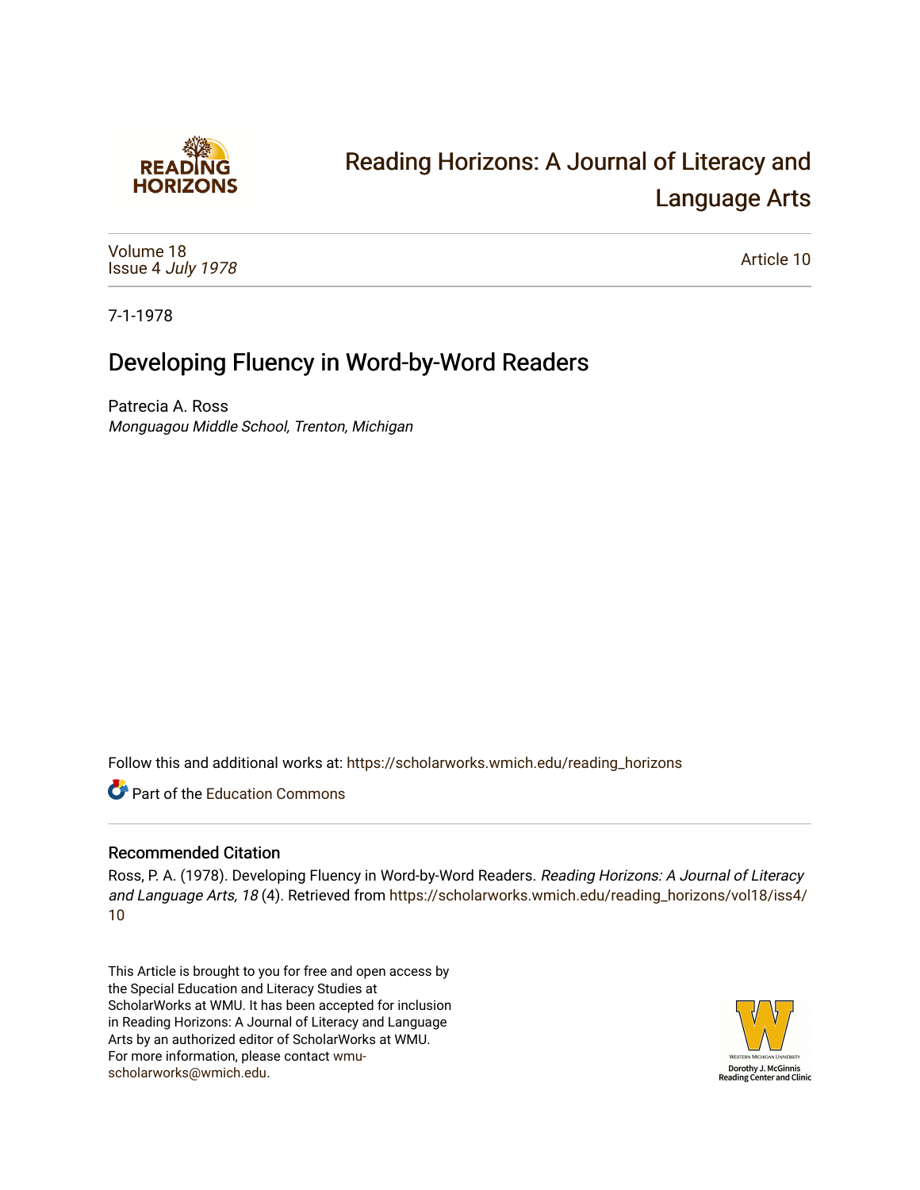Reading Horizons: A Journal of Literacy and Language Arts

Volume 18
Issue 4 *July 1978*

Article 10

7-1-1978

# Developing Fluency in Word-by-Word Readers

Patrecia A. Ross
*Monguagou Middle School, Trenton, Michigan*

Follow this and additional works at: https://scholarworks.wmich.edu/reading_horizons

Part of the Education Commons

## Recommended Citation

Ross, P. A. (1978). Developing Fluency in Word-by-Word Readers. *Reading Horizons: A Journal of Literacy and Language Arts, 18* (4). Retrieved from https://scholarworks.wmich.edu/reading_horizons/vol18/iss4/10

This Article is brought to you for free and open access by the Special Education and Literacy Studies at ScholarWorks at WMU. It has been accepted for inclusion in Reading Horizons: A Journal of Literacy and Language Arts by an authorized editor of ScholarWorks at WMU. For more information, please contact wmu-scholarworks@wmich.edu.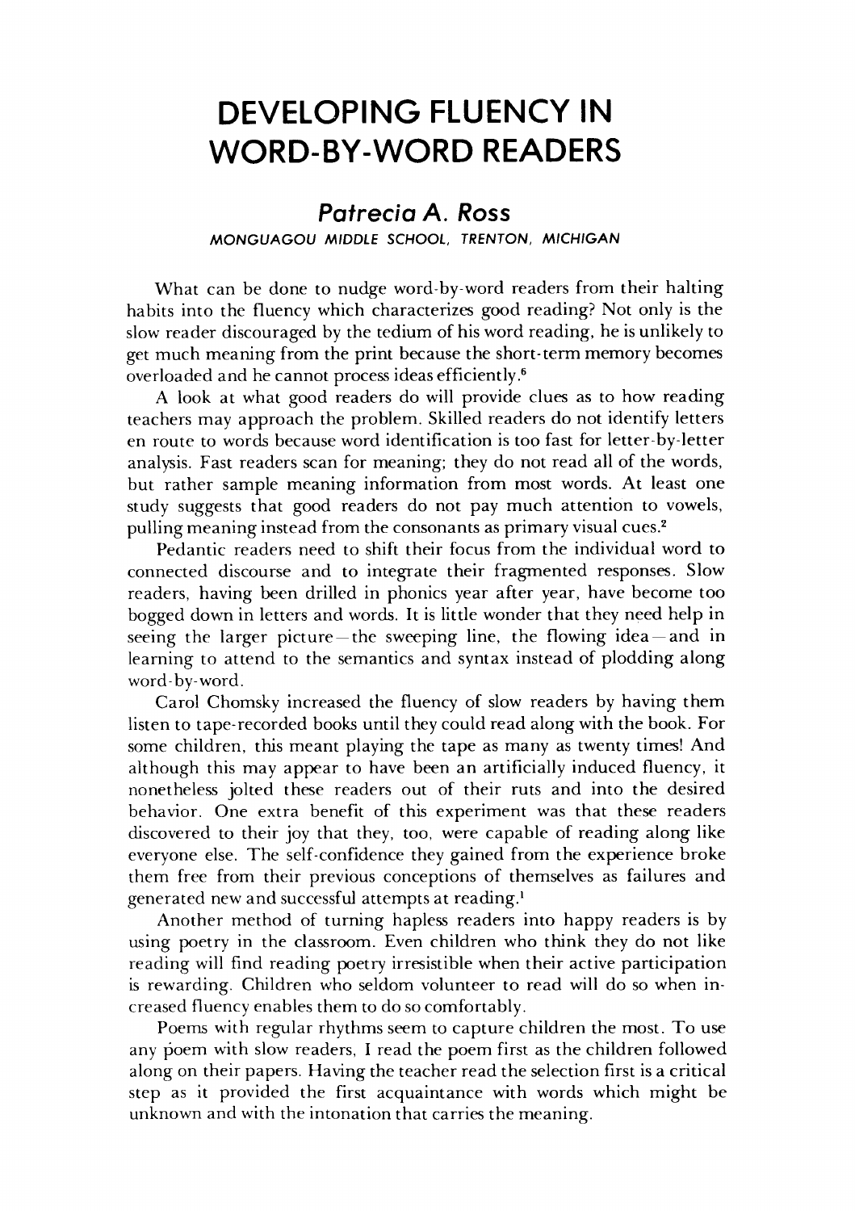# DEVELOPING FLUENCY IN WORD-BY-WORD READERS

## *Patrecia A. Ross*

*MONGUAGOU MIDDLE SCHOOL, TRENTON, MICHIGAN*

What can be done to nudge word-by-word readers from their halting habits into the fluency which characterizes good reading? Not only is the slow reader discouraged by the tedium of his word reading, he is unlikely to get much meaning from the print because the short-term memory becomes overloaded and he cannot process ideas efficiently.[6]

A look at what good readers do will provide clues as to how reading teachers may approach the problem. Skilled readers do not identify letters en route to words because word identification is too fast for letter-by-letter analysis. Fast readers scan for meaning; they do not read all of the words, but rather sample meaning information from most words. At least one study suggests that good readers do not pay much attention to vowels, pulling meaning instead from the consonants as primary visual cues.[2]

Pedantic readers need to shift their focus from the individual word to connected discourse and to integrate their fragmented responses. Slow readers, having been drilled in phonics year after year, have become too bogged down in letters and words. It is little wonder that they need help in seeing the larger picture—the sweeping line, the flowing idea—and in learning to attend to the semantics and syntax instead of plodding along word-by-word.

Carol Chomsky increased the fluency of slow readers by having them listen to tape-recorded books until they could read along with the book. For some children, this meant playing the tape as many as twenty times! And although this may appear to have been an artificially induced fluency, it nonetheless jolted these readers out of their ruts and into the desired behavior. One extra benefit of this experiment was that these readers discovered to their joy that they, too, were capable of reading along like everyone else. The self-confidence they gained from the experience broke them free from their previous conceptions of themselves as failures and generated new and successful attempts at reading.[1]

Another method of turning hapless readers into happy readers is by using poetry in the classroom. Even children who think they do not like reading will find reading poetry irresistible when their active participation is rewarding. Children who seldom volunteer to read will do so when increased fluency enables them to do so comfortably.

Poems with regular rhythms seem to capture children the most. To use any poem with slow readers, I read the poem first as the children followed along on their papers. Having the teacher read the selection first is a critical step as it provided the first acquaintance with words which might be unknown and with the intonation that carries the meaning.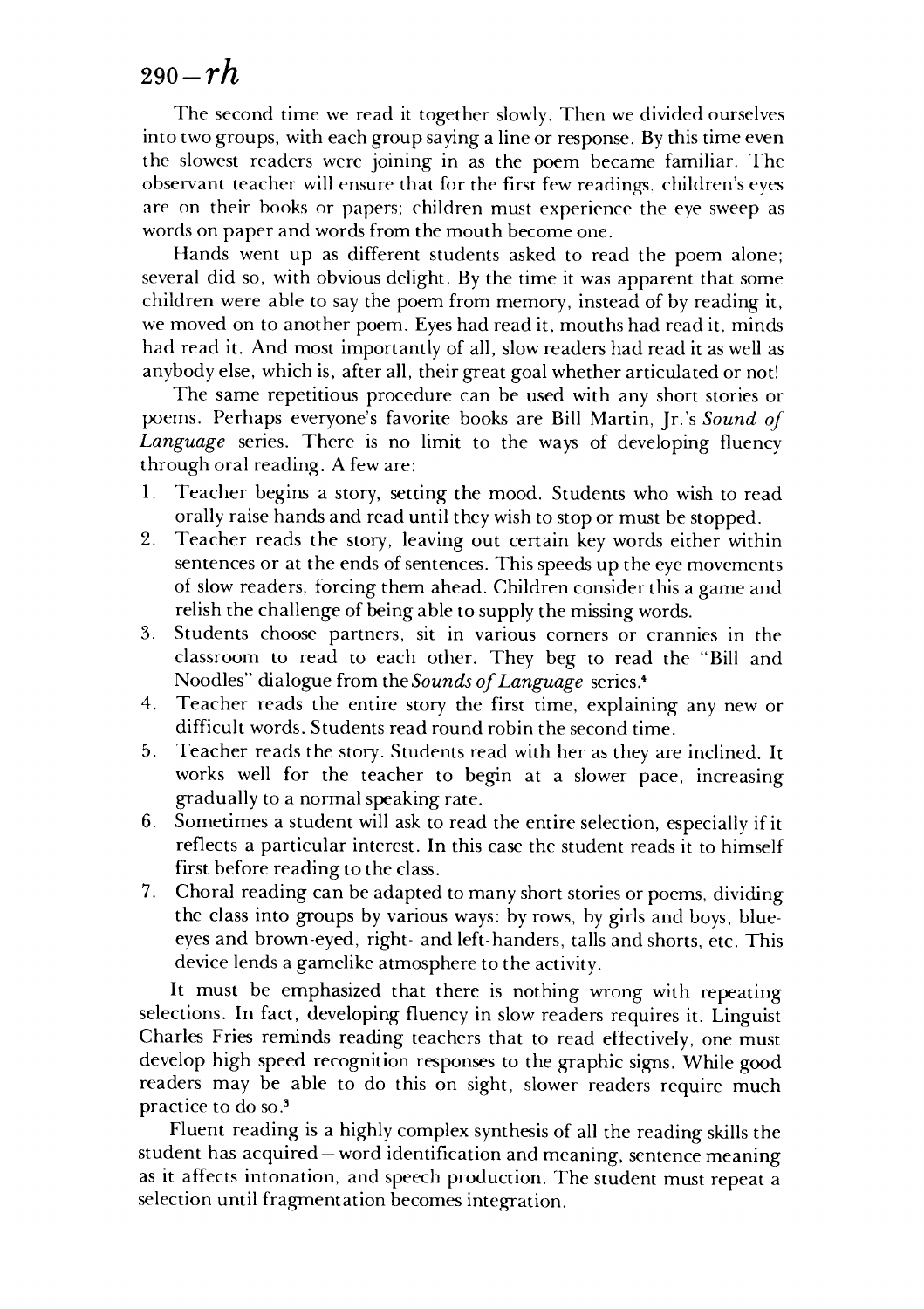The second time we read it together slowly. Then we divided ourselves into two groups, with each group saying a line or response. By this time even the slowest readers were joining in as the poem became familiar. The observant teacher will ensure that for the first few readings, children's eyes are on their books or papers; children must experience the eye sweep as words on paper and words from the mouth become one.

Hands went up as different students asked to read the poem alone; several did so, with obvious delight. By the time it was apparent that some children were able to say the poem from memory, instead of by reading it, we moved on to another poem. Eyes had read it, mouths had read it, minds had read it. And most importantly of all, slow readers had read it as well as anybody else, which is, after all, their great goal whether articulated or not!

The same repetitious procedure can be used with any short stories or poems. Perhaps everyone's favorite books are Bill Martin, Jr.'s *Sound of Language* series. There is no limit to the ways of developing fluency through oral reading. A few are:

1. Teacher begins a story, setting the mood. Students who wish to read orally raise hands and read until they wish to stop or must be stopped.
2. Teacher reads the story, leaving out certain key words either within sentences or at the ends of sentences. This speeds up the eye movements of slow readers, forcing them ahead. Children consider this a game and relish the challenge of being able to supply the missing words.
3. Students choose partners, sit in various corners or crannies in the classroom to read to each other. They beg to read the "Bill and Noodles" dialogue from the *Sounds of Language* series.[4]
4. Teacher reads the entire story the first time, explaining any new or difficult words. Students read round robin the second time.
5. Teacher reads the story. Students read with her as they are inclined. It works well for the teacher to begin at a slower pace, increasing gradually to a normal speaking rate.
6. Sometimes a student will ask to read the entire selection, especially if it reflects a particular interest. In this case the student reads it to himself first before reading to the class.
7. Choral reading can be adapted to many short stories or poems, dividing the class into groups by various ways: by rows, by girls and boys, blue-eyes and brown-eyed, right- and left-handers, talls and shorts, etc. This device lends a gamelike atmosphere to the activity.

It must be emphasized that there is nothing wrong with repeating selections. In fact, developing fluency in slow readers requires it. Linguist Charles Fries reminds reading teachers that to read effectively, one must develop high speed recognition responses to the graphic signs. While good readers may be able to do this on sight, slower readers require much practice to do so.[5]

Fluent reading is a highly complex synthesis of all the reading skills the student has acquired—word identification and meaning, sentence meaning as it affects intonation, and speech production. The student must repeat a selection until fragmentation becomes integration.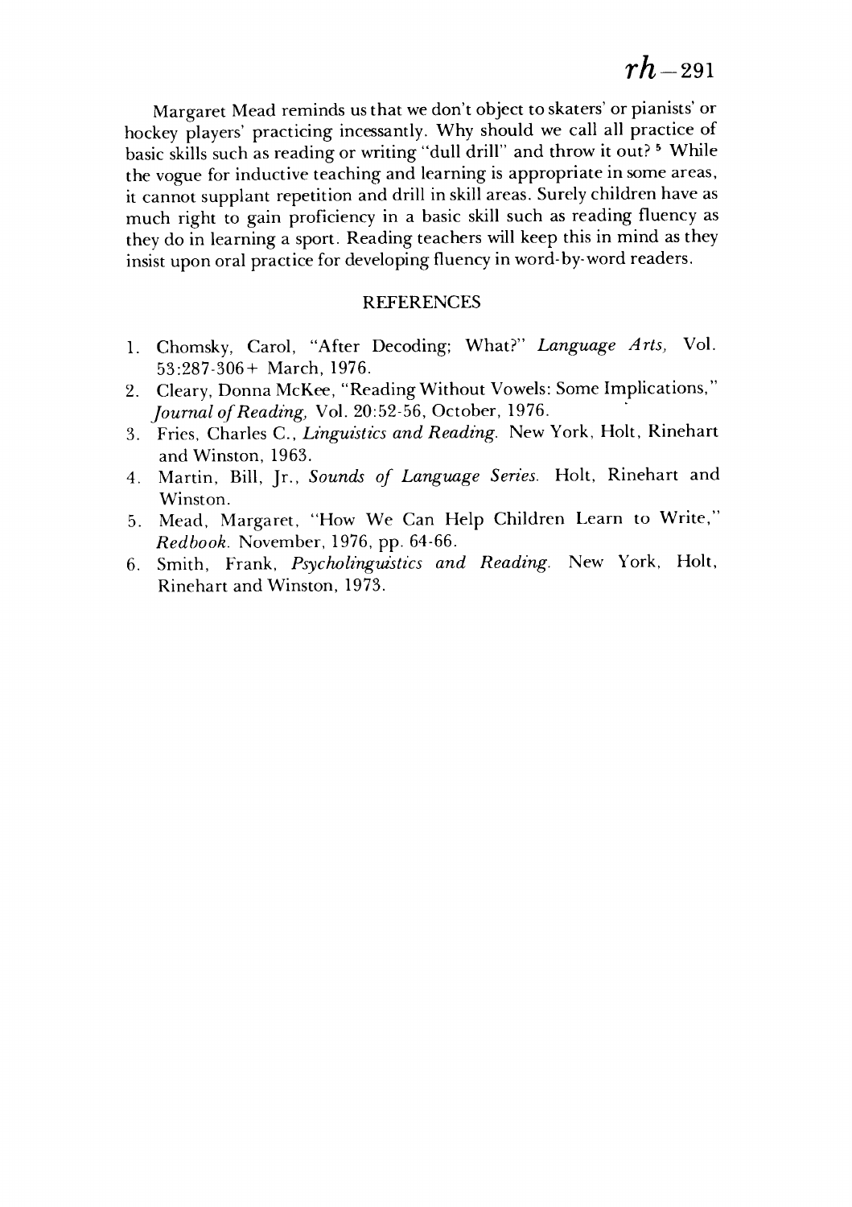Margaret Mead reminds us that we don't object to skaters' or pianists' or hockey players' practicing incessantly. Why should we call all practice of basic skills such as reading or writing "dull drill" and throw it out? [5] While the vogue for inductive teaching and learning is appropriate in some areas, it cannot supplant repetition and drill in skill areas. Surely children have as much right to gain proficiency in a basic skill such as reading fluency as they do in learning a sport. Reading teachers will keep this in mind as they insist upon oral practice for developing fluency in word-by-word readers.

## REFERENCES

1. Chomsky, Carol, "After Decoding; What?" *Language Arts,* Vol. 53:287-306+ March, 1976.
2. Cleary, Donna McKee, "Reading Without Vowels: Some Implications," *Journal of Reading,* Vol. 20:52-56, October, 1976.
3. Fries, Charles C., *Linguistics and Reading.* New York, Holt, Rinehart and Winston, 1963.
4. Martin, Bill, Jr., *Sounds of Language Series.* Holt, Rinehart and Winston.
5. Mead, Margaret, "How We Can Help Children Learn to Write," *Redbook.* November, 1976, pp. 64-66.
6. Smith, Frank, *Psycholinguistics and Reading.* New York, Holt, Rinehart and Winston, 1973.